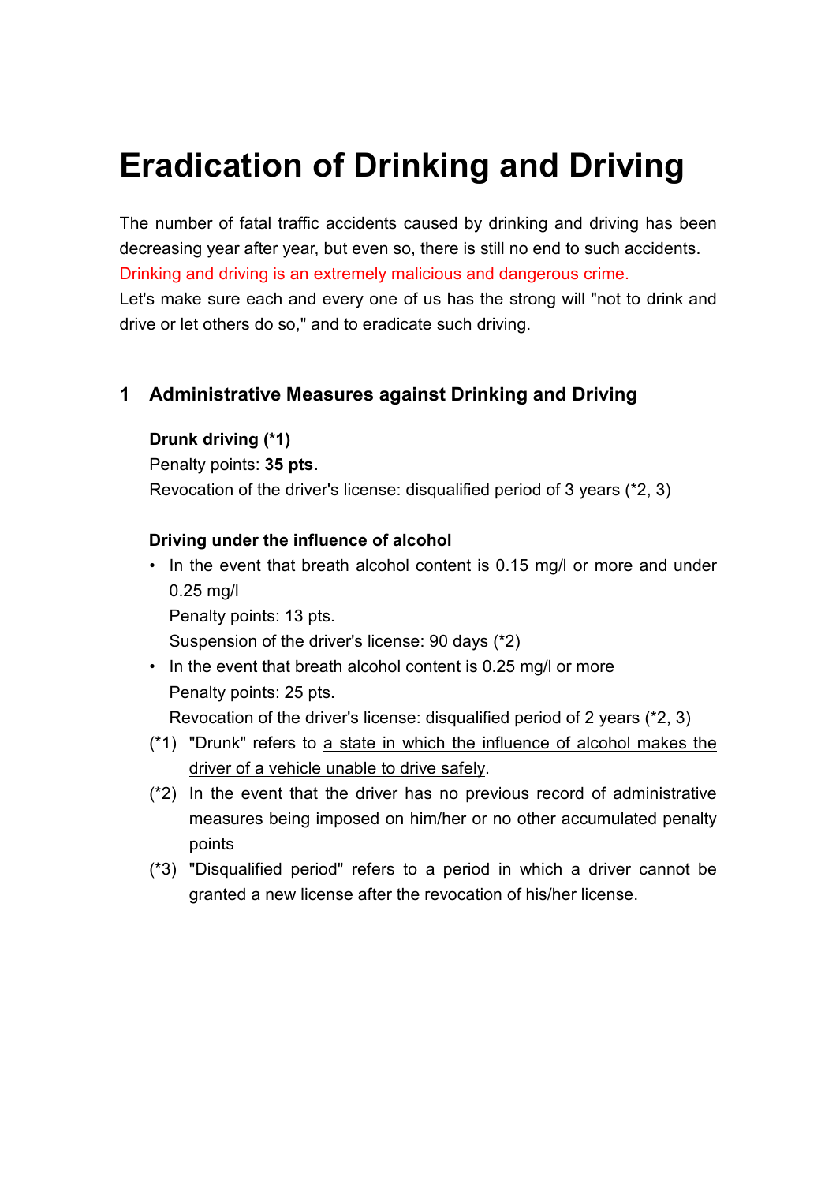# Eradication of Drinking and Driving

The number of fatal traffic accidents caused by drinking and driving has been decreasing year after year, but even so, there is still no end to such accidents.
Drinking and driving is an extremely malicious and dangerous crime.
Let's make sure each and every one of us has the strong will "not to drink and drive or let others do so," and to eradicate such driving.

## 1 Administrative Measures against Drinking and Driving

**Drunk driving (*1)**
Penalty points: **35 pts.**
Revocation of the driver's license: disqualified period of 3 years (*2, 3)

**Driving under the influence of alcohol**

- In the event that breath alcohol content is 0.15 mg/l or more and under 0.25 mg/l
  Penalty points: 13 pts.
  Suspension of the driver's license: 90 days (*2)
- In the event that breath alcohol content is 0.25 mg/l or more
  Penalty points: 25 pts.
  Revocation of the driver's license: disqualified period of 2 years (*2, 3)

(*1) "Drunk" refers to a state in which the influence of alcohol makes the driver of a vehicle unable to drive safely.

(*2) In the event that the driver has no previous record of administrative measures being imposed on him/her or no other accumulated penalty points

(*3) "Disqualified period" refers to a period in which a driver cannot be granted a new license after the revocation of his/her license.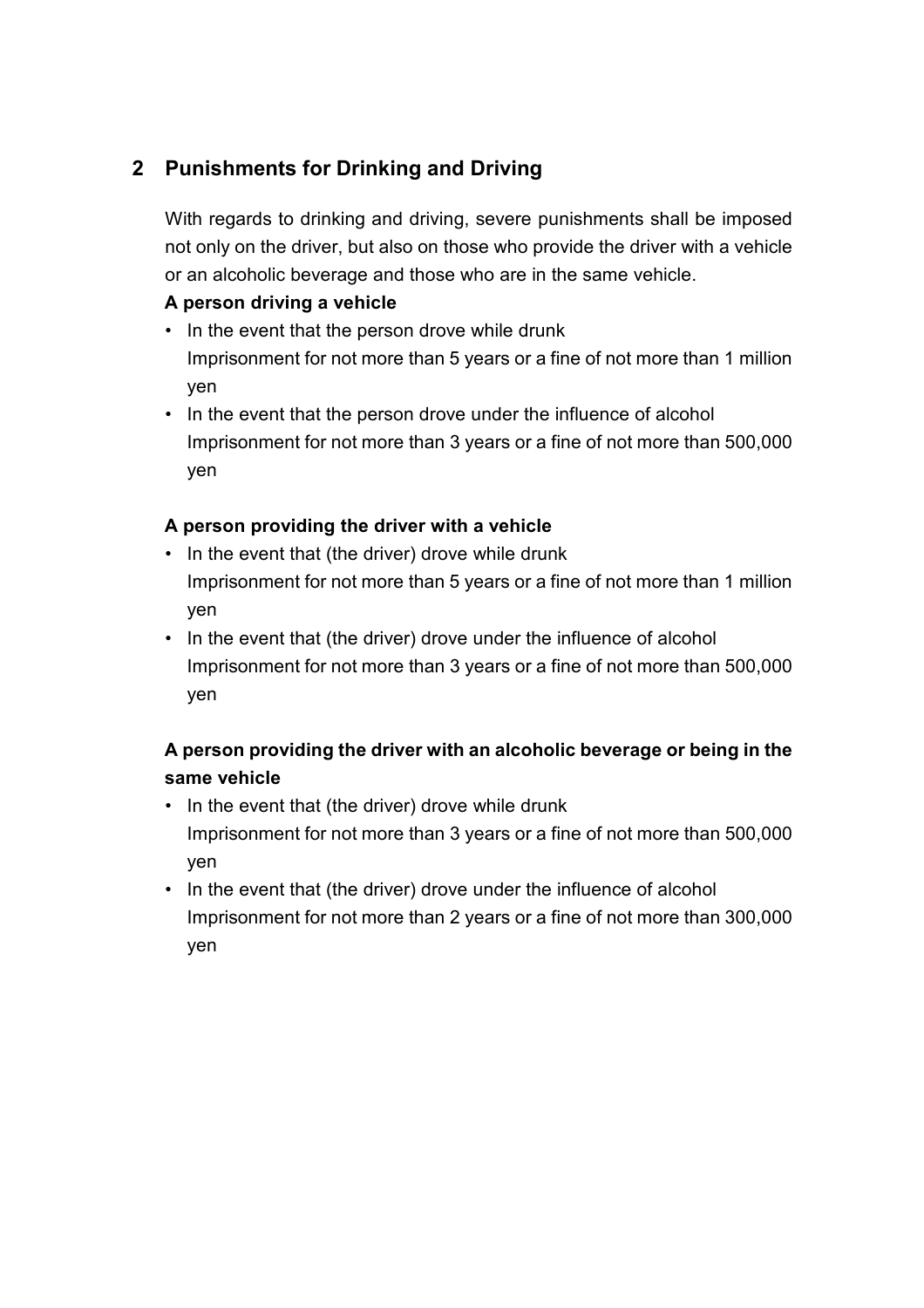## 2 Punishments for Drinking and Driving

With regards to drinking and driving, severe punishments shall be imposed not only on the driver, but also on those who provide the driver with a vehicle or an alcoholic beverage and those who are in the same vehicle.

**A person driving a vehicle**

- In the event that the person drove while drunk
  Imprisonment for not more than 5 years or a fine of not more than 1 million yen
- In the event that the person drove under the influence of alcohol
  Imprisonment for not more than 3 years or a fine of not more than 500,000 yen

**A person providing the driver with a vehicle**

- In the event that (the driver) drove while drunk
  Imprisonment for not more than 5 years or a fine of not more than 1 million yen
- In the event that (the driver) drove under the influence of alcohol
  Imprisonment for not more than 3 years or a fine of not more than 500,000 yen

**A person providing the driver with an alcoholic beverage or being in the same vehicle**

- In the event that (the driver) drove while drunk
  Imprisonment for not more than 3 years or a fine of not more than 500,000 yen
- In the event that (the driver) drove under the influence of alcohol
  Imprisonment for not more than 2 years or a fine of not more than 300,000 yen